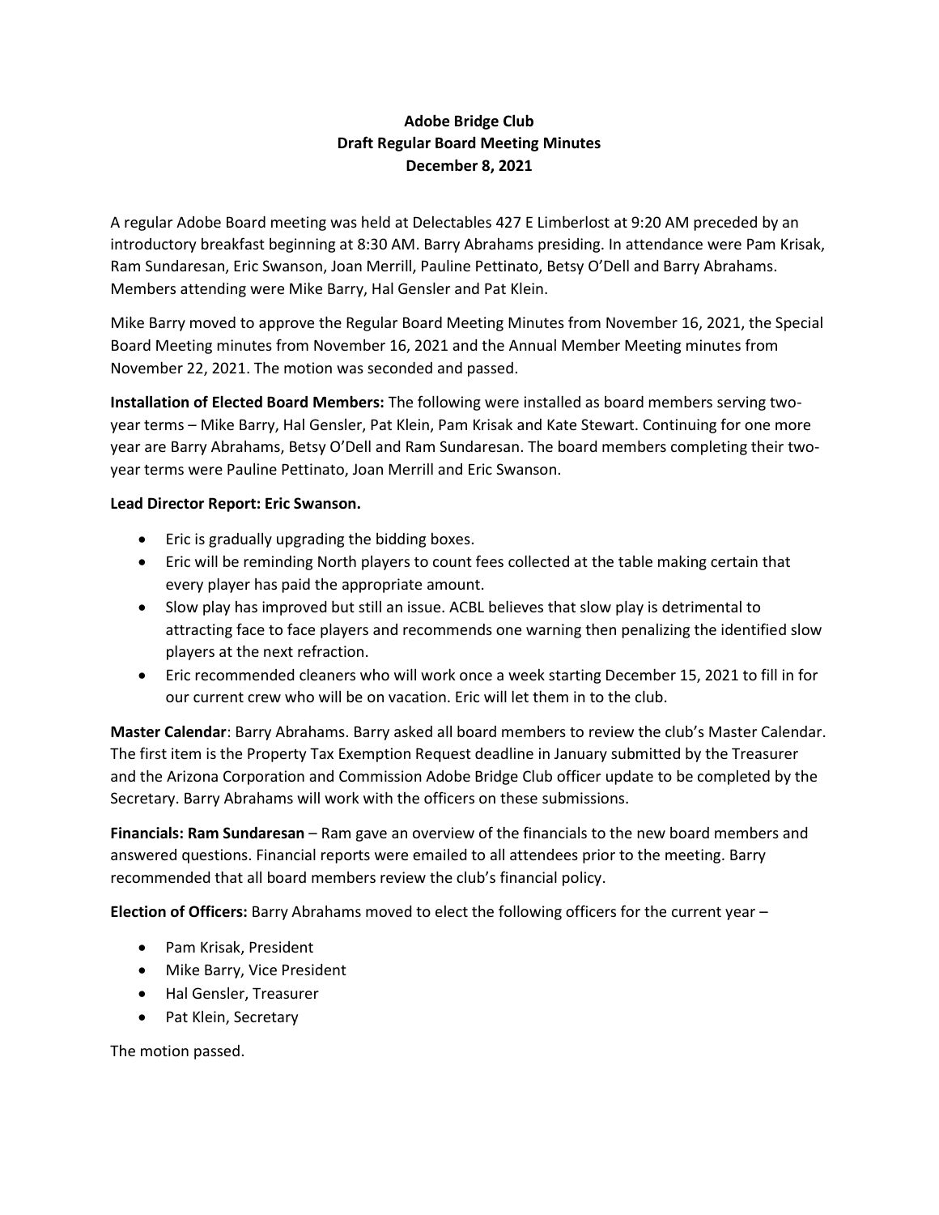**Adobe Bridge Club**
**Draft Regular Board Meeting Minutes**
**December 8, 2021**

A regular Adobe Board meeting was held at Delectables 427 E Limberlost at 9:20 AM preceded by an introductory breakfast beginning at 8:30 AM. Barry Abrahams presiding. In attendance were Pam Krisak, Ram Sundaresan, Eric Swanson, Joan Merrill, Pauline Pettinato, Betsy O'Dell and Barry Abrahams. Members attending were Mike Barry, Hal Gensler and Pat Klein.

Mike Barry moved to approve the Regular Board Meeting Minutes from November 16, 2021, the Special Board Meeting minutes from November 16, 2021 and the Annual Member Meeting minutes from November 22, 2021. The motion was seconded and passed.

**Installation of Elected Board Members:** The following were installed as board members serving two-year terms – Mike Barry, Hal Gensler, Pat Klein, Pam Krisak and Kate Stewart. Continuing for one more year are Barry Abrahams, Betsy O'Dell and Ram Sundaresan. The board members completing their two-year terms were Pauline Pettinato, Joan Merrill and Eric Swanson.

**Lead Director Report: Eric Swanson.**

- Eric is gradually upgrading the bidding boxes.
- Eric will be reminding North players to count fees collected at the table making certain that every player has paid the appropriate amount.
- Slow play has improved but still an issue. ACBL believes that slow play is detrimental to attracting face to face players and recommends one warning then penalizing the identified slow players at the next refraction.
- Eric recommended cleaners who will work once a week starting December 15, 2021 to fill in for our current crew who will be on vacation. Eric will let them in to the club.

**Master Calendar**: Barry Abrahams. Barry asked all board members to review the club's Master Calendar. The first item is the Property Tax Exemption Request deadline in January submitted by the Treasurer and the Arizona Corporation and Commission Adobe Bridge Club officer update to be completed by the Secretary. Barry Abrahams will work with the officers on these submissions.

**Financials: Ram Sundaresan** – Ram gave an overview of the financials to the new board members and answered questions. Financial reports were emailed to all attendees prior to the meeting. Barry recommended that all board members review the club's financial policy.

**Election of Officers:** Barry Abrahams moved to elect the following officers for the current year –

- Pam Krisak, President
- Mike Barry, Vice President
- Hal Gensler, Treasurer
- Pat Klein, Secretary

The motion passed.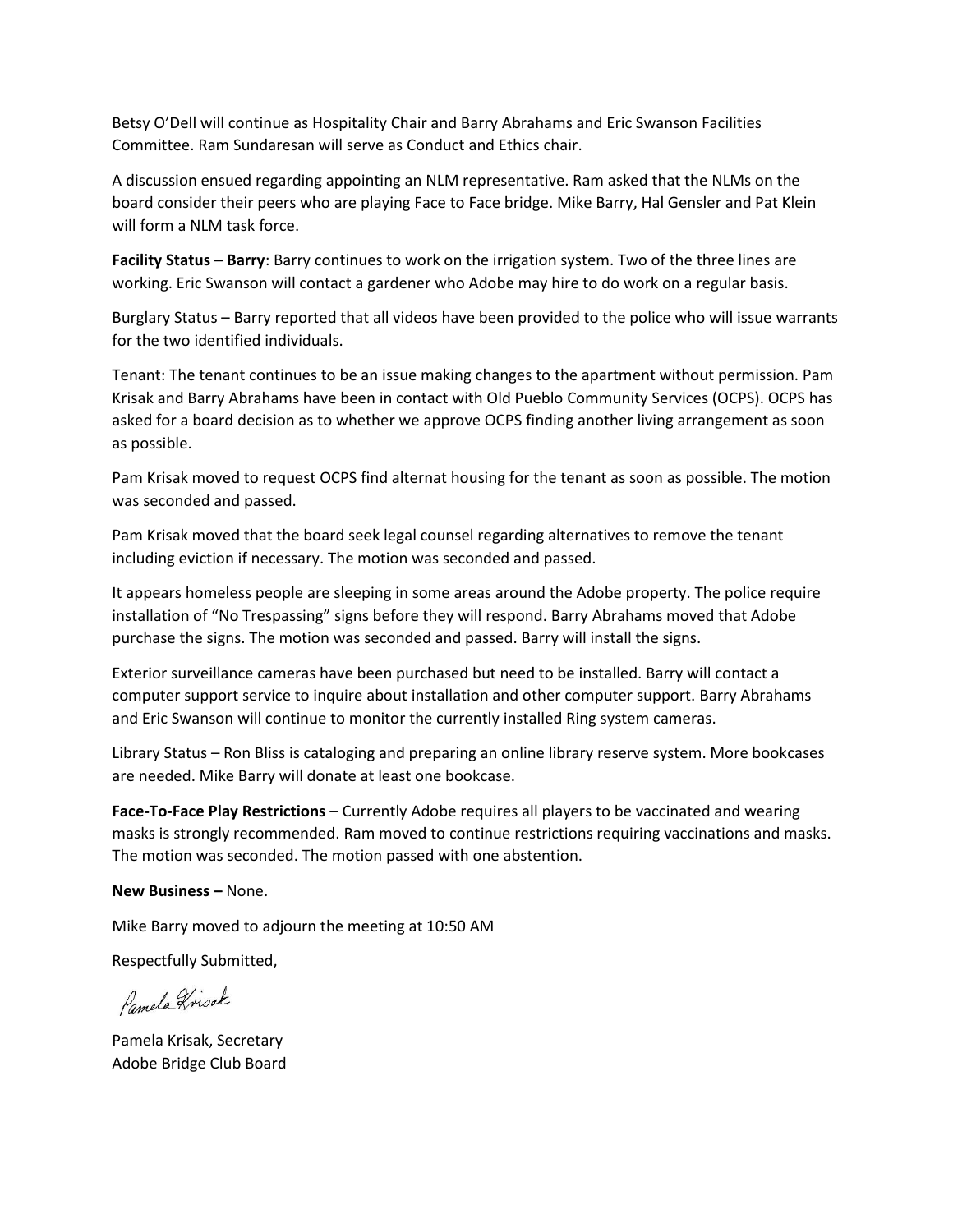Betsy O'Dell will continue as Hospitality Chair and Barry Abrahams and Eric Swanson Facilities Committee. Ram Sundaresan will serve as Conduct and Ethics chair.

A discussion ensued regarding appointing an NLM representative. Ram asked that the NLMs on the board consider their peers who are playing Face to Face bridge. Mike Barry, Hal Gensler and Pat Klein will form a NLM task force.

**Facility Status – Barry**: Barry continues to work on the irrigation system. Two of the three lines are working. Eric Swanson will contact a gardener who Adobe may hire to do work on a regular basis.

Burglary Status – Barry reported that all videos have been provided to the police who will issue warrants for the two identified individuals.

Tenant: The tenant continues to be an issue making changes to the apartment without permission. Pam Krisak and Barry Abrahams have been in contact with Old Pueblo Community Services (OCPS). OCPS has asked for a board decision as to whether we approve OCPS finding another living arrangement as soon as possible.

Pam Krisak moved to request OCPS find alternat housing for the tenant as soon as possible. The motion was seconded and passed.

Pam Krisak moved that the board seek legal counsel regarding alternatives to remove the tenant including eviction if necessary. The motion was seconded and passed.

It appears homeless people are sleeping in some areas around the Adobe property. The police require installation of "No Trespassing" signs before they will respond. Barry Abrahams moved that Adobe purchase the signs. The motion was seconded and passed. Barry will install the signs.

Exterior surveillance cameras have been purchased but need to be installed. Barry will contact a computer support service to inquire about installation and other computer support. Barry Abrahams and Eric Swanson will continue to monitor the currently installed Ring system cameras.

Library Status – Ron Bliss is cataloging and preparing an online library reserve system. More bookcases are needed. Mike Barry will donate at least one bookcase.

**Face-To-Face Play Restrictions** – Currently Adobe requires all players to be vaccinated and wearing masks is strongly recommended. Ram moved to continue restrictions requiring vaccinations and masks. The motion was seconded. The motion passed with one abstention.

**New Business –** None.

Mike Barry moved to adjourn the meeting at 10:50 AM

Respectfully Submitted,

Pamela Krisak

Pamela Krisak, Secretary
Adobe Bridge Club Board